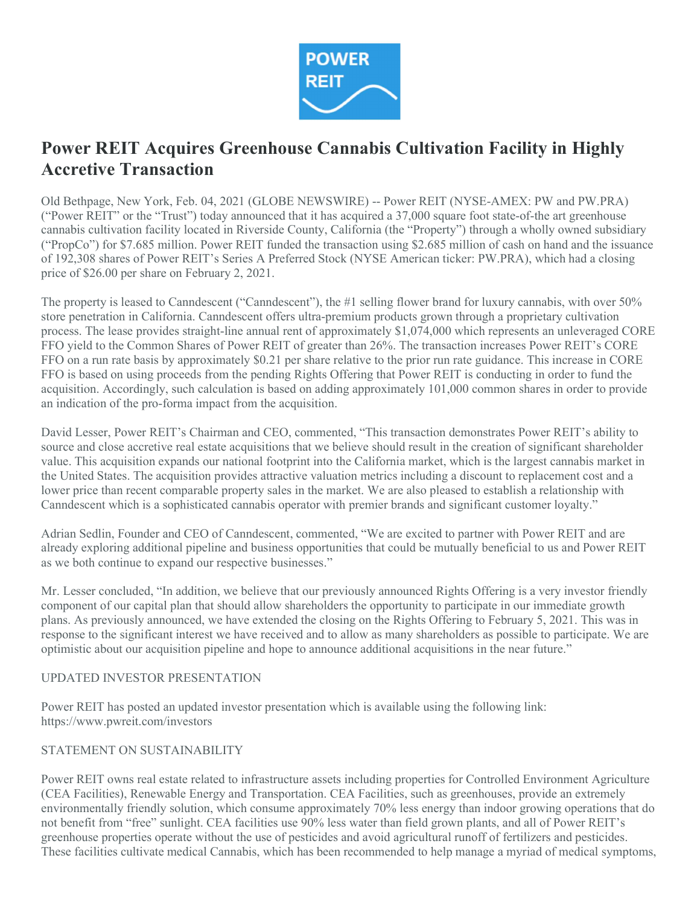# Power REIT Acquires Greenhouse Cannabis Cultivation Facility in Highly Accretive Transaction

Old Bethpage, New York, Feb. 04, 2021 (GLOBE NEWSWIRE) -- Power REIT (NYSE-AMEX: PW and PW.PRA) ("Power REIT" or the "Trust") today announced that it has acquired a 37,000 square foot state-of-the art greenhouse cannabis cultivation facility located in Riverside County, California (the "Property") through a wholly owned subsidiary ("PropCo") for $7.685 million. Power REIT funded the transaction using $2.685 million of cash on hand and the issuance of 192,308 shares of Power REIT's Series A Preferred Stock (NYSE American ticker: PW.PRA), which had a closing price of $26.00 per share on February 2, 2021.

The property is leased to Canndescent ("Canndescent"), the #1 selling flower brand for luxury cannabis, with over 50% store penetration in California. Canndescent offers ultra-premium products grown through a proprietary cultivation process. The lease provides straight-line annual rent of approximately $1,074,000 which represents an unleveraged CORE FFO yield to the Common Shares of Power REIT of greater than 26%. The transaction increases Power REIT's CORE FFO on a run rate basis by approximately $0.21 per share relative to the prior run rate guidance. This increase in CORE FFO is based on using proceeds from the pending Rights Offering that Power REIT is conducting in order to fund the acquisition. Accordingly, such calculation is based on adding approximately 101,000 common shares in order to provide an indication of the pro-forma impact from the acquisition.

David Lesser, Power REIT's Chairman and CEO, commented, "This transaction demonstrates Power REIT's ability to source and close accretive real estate acquisitions that we believe should result in the creation of significant shareholder value. This acquisition expands our national footprint into the California market, which is the largest cannabis market in the United States. The acquisition provides attractive valuation metrics including a discount to replacement cost and a lower price than recent comparable property sales in the market. We are also pleased to establish a relationship with Canndescent which is a sophisticated cannabis operator with premier brands and significant customer loyalty."

Adrian Sedlin, Founder and CEO of Canndescent, commented, "We are excited to partner with Power REIT and are already exploring additional pipeline and business opportunities that could be mutually beneficial to us and Power REIT as we both continue to expand our respective businesses."

Mr. Lesser concluded, "In addition, we believe that our previously announced Rights Offering is a very investor friendly component of our capital plan that should allow shareholders the opportunity to participate in our immediate growth plans. As previously announced, we have extended the closing on the Rights Offering to February 5, 2021. This was in response to the significant interest we have received and to allow as many shareholders as possible to participate. We are optimistic about our acquisition pipeline and hope to announce additional acquisitions in the near future."

UPDATED INVESTOR PRESENTATION

Power REIT has posted an updated investor presentation which is available using the following link: https://www.pwreit.com/investors

STATEMENT ON SUSTAINABILITY

Power REIT owns real estate related to infrastructure assets including properties for Controlled Environment Agriculture (CEA Facilities), Renewable Energy and Transportation. CEA Facilities, such as greenhouses, provide an extremely environmentally friendly solution, which consume approximately 70% less energy than indoor growing operations that do not benefit from "free" sunlight. CEA facilities use 90% less water than field grown plants, and all of Power REIT's greenhouse properties operate without the use of pesticides and avoid agricultural runoff of fertilizers and pesticides. These facilities cultivate medical Cannabis, which has been recommended to help manage a myriad of medical symptoms,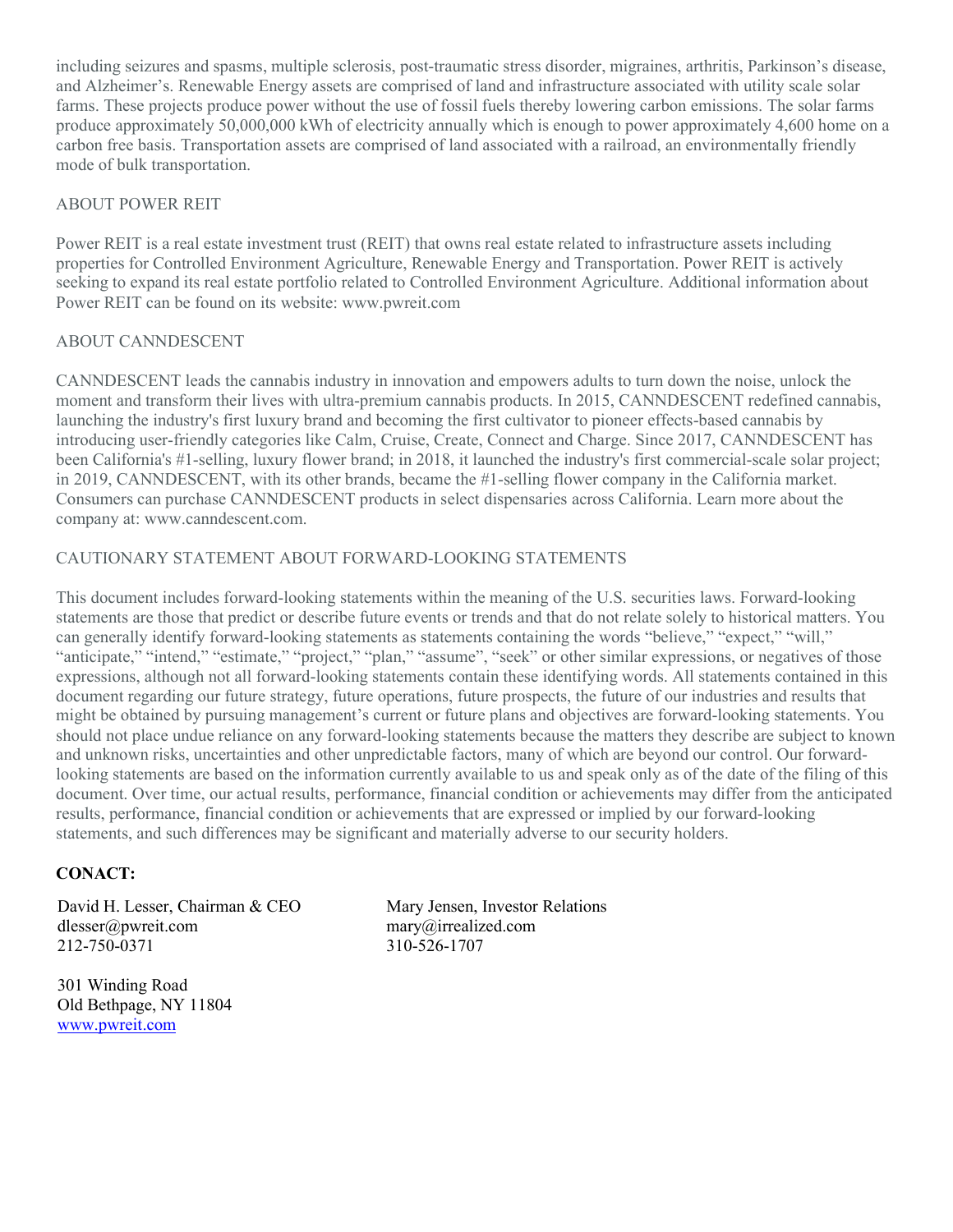including seizures and spasms, multiple sclerosis, post-traumatic stress disorder, migraines, arthritis, Parkinson's disease, and Alzheimer's. Renewable Energy assets are comprised of land and infrastructure associated with utility scale solar farms. These projects produce power without the use of fossil fuels thereby lowering carbon emissions. The solar farms produce approximately 50,000,000 kWh of electricity annually which is enough to power approximately 4,600 home on a carbon free basis. Transportation assets are comprised of land associated with a railroad, an environmentally friendly mode of bulk transportation.

## ABOUT POWER REIT

Power REIT is a real estate investment trust (REIT) that owns real estate related to infrastructure assets including properties for Controlled Environment Agriculture, Renewable Energy and Transportation. Power REIT is actively seeking to expand its real estate portfolio related to Controlled Environment Agriculture. Additional information about Power REIT can be found on its website: www.pwreit.com

## ABOUT CANNDESCENT

CANNDESCENT leads the cannabis industry in innovation and empowers adults to turn down the noise, unlock the moment and transform their lives with ultra-premium cannabis products. In 2015, CANNDESCENT redefined cannabis, launching the industry's first luxury brand and becoming the first cultivator to pioneer effects-based cannabis by introducing user-friendly categories like Calm, Cruise, Create, Connect and Charge. Since 2017, CANNDESCENT has been California's #1-selling, luxury flower brand; in 2018, it launched the industry's first commercial-scale solar project; in 2019, CANNDESCENT, with its other brands, became the #1-selling flower company in the California market. Consumers can purchase CANNDESCENT products in select dispensaries across California. Learn more about the company at: www.canndescent.com.

## CAUTIONARY STATEMENT ABOUT FORWARD-LOOKING STATEMENTS

This document includes forward-looking statements within the meaning of the U.S. securities laws. Forward-looking statements are those that predict or describe future events or trends and that do not relate solely to historical matters. You can generally identify forward-looking statements as statements containing the words "believe," "expect," "will," "anticipate," "intend," "estimate," "project," "plan," "assume", "seek" or other similar expressions, or negatives of those expressions, although not all forward-looking statements contain these identifying words. All statements contained in this document regarding our future strategy, future operations, future prospects, the future of our industries and results that might be obtained by pursuing management's current or future plans and objectives are forward-looking statements. You should not place undue reliance on any forward-looking statements because the matters they describe are subject to known and unknown risks, uncertainties and other unpredictable factors, many of which are beyond our control. Our forward-looking statements are based on the information currently available to us and speak only as of the date of the filing of this document. Over time, our actual results, performance, financial condition or achievements may differ from the anticipated results, performance, financial condition or achievements that are expressed or implied by our forward-looking statements, and such differences may be significant and materially adverse to our security holders.

**CONACT:**

David H. Lesser, Chairman & CEO
dlesser@pwreit.com
212-750-0371

Mary Jensen, Investor Relations
mary@irrealized.com
310-526-1707

301 Winding Road
Old Bethpage, NY 11804
www.pwreit.com